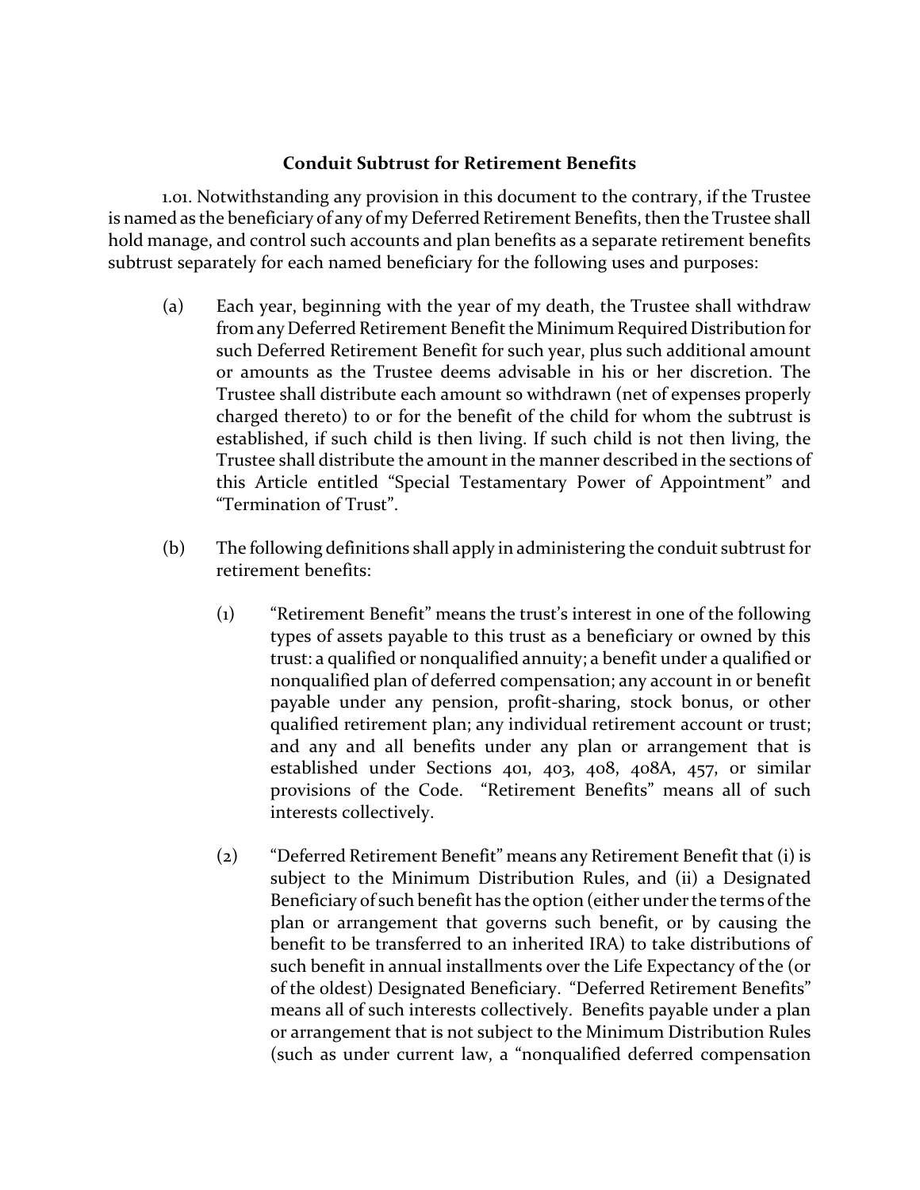**Conduit Subtrust for Retirement Benefits**

1.01. Notwithstanding any provision in this document to the contrary, if the Trustee is named as the beneficiary of any of my Deferred Retirement Benefits, then the Trustee shall hold manage, and control such accounts and plan benefits as a separate retirement benefits subtrust separately for each named beneficiary for the following uses and purposes:

(a) Each year, beginning with the year of my death, the Trustee shall withdraw from any Deferred Retirement Benefit the Minimum Required Distribution for such Deferred Retirement Benefit for such year, plus such additional amount or amounts as the Trustee deems advisable in his or her discretion. The Trustee shall distribute each amount so withdrawn (net of expenses properly charged thereto) to or for the benefit of the child for whom the subtrust is established, if such child is then living. If such child is not then living, the Trustee shall distribute the amount in the manner described in the sections of this Article entitled "Special Testamentary Power of Appointment" and "Termination of Trust".

(b) The following definitions shall apply in administering the conduit subtrust for retirement benefits:

(1) "Retirement Benefit" means the trust's interest in one of the following types of assets payable to this trust as a beneficiary or owned by this trust: a qualified or nonqualified annuity; a benefit under a qualified or nonqualified plan of deferred compensation; any account in or benefit payable under any pension, profit-sharing, stock bonus, or other qualified retirement plan; any individual retirement account or trust; and any and all benefits under any plan or arrangement that is established under Sections 401, 403, 408, 408A, 457, or similar provisions of the Code. "Retirement Benefits" means all of such interests collectively.

(2) "Deferred Retirement Benefit" means any Retirement Benefit that (i) is subject to the Minimum Distribution Rules, and (ii) a Designated Beneficiary of such benefit has the option (either under the terms of the plan or arrangement that governs such benefit, or by causing the benefit to be transferred to an inherited IRA) to take distributions of such benefit in annual installments over the Life Expectancy of the (or of the oldest) Designated Beneficiary. "Deferred Retirement Benefits" means all of such interests collectively. Benefits payable under a plan or arrangement that is not subject to the Minimum Distribution Rules (such as under current law, a "nonqualified deferred compensation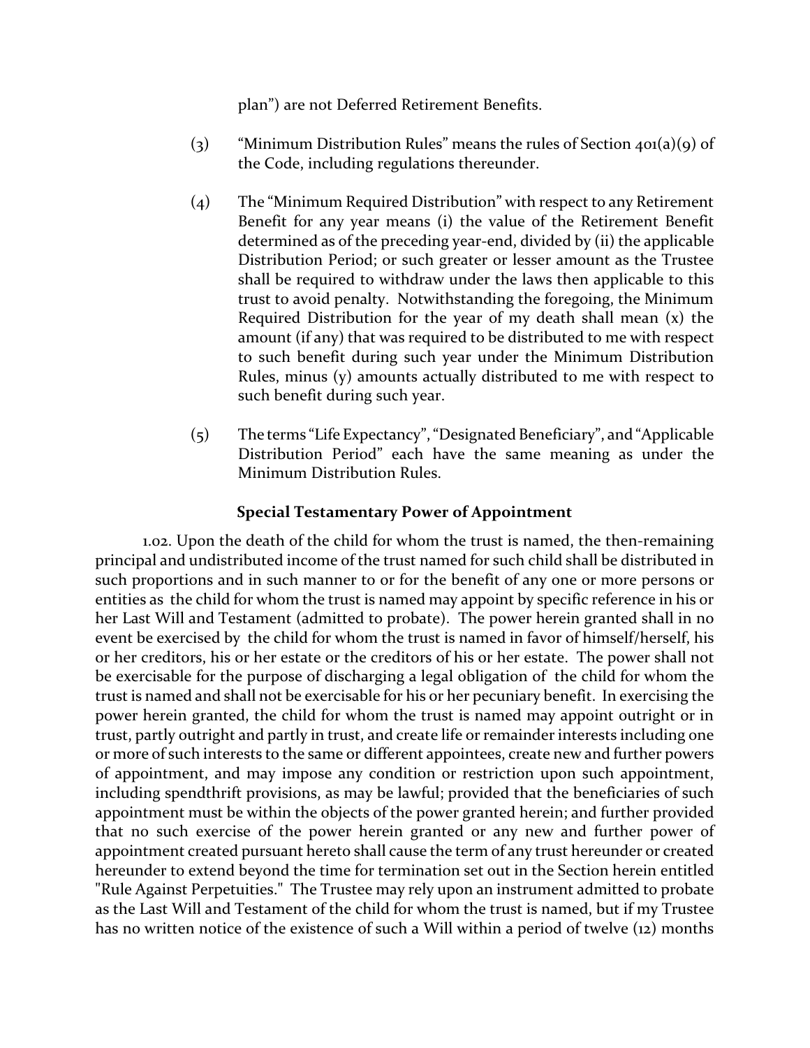plan") are not Deferred Retirement Benefits.

(3) "Minimum Distribution Rules" means the rules of Section 401(a)(9) of the Code, including regulations thereunder.

(4) The "Minimum Required Distribution" with respect to any Retirement Benefit for any year means (i) the value of the Retirement Benefit determined as of the preceding year-end, divided by (ii) the applicable Distribution Period; or such greater or lesser amount as the Trustee shall be required to withdraw under the laws then applicable to this trust to avoid penalty. Notwithstanding the foregoing, the Minimum Required Distribution for the year of my death shall mean (x) the amount (if any) that was required to be distributed to me with respect to such benefit during such year under the Minimum Distribution Rules, minus (y) amounts actually distributed to me with respect to such benefit during such year.

(5) The terms "Life Expectancy", "Designated Beneficiary", and "Applicable Distribution Period" each have the same meaning as under the Minimum Distribution Rules.

**Special Testamentary Power of Appointment**

1.02. Upon the death of the child for whom the trust is named, the then-remaining principal and undistributed income of the trust named for such child shall be distributed in such proportions and in such manner to or for the benefit of any one or more persons or entities as the child for whom the trust is named may appoint by specific reference in his or her Last Will and Testament (admitted to probate). The power herein granted shall in no event be exercised by the child for whom the trust is named in favor of himself/herself, his or her creditors, his or her estate or the creditors of his or her estate. The power shall not be exercisable for the purpose of discharging a legal obligation of the child for whom the trust is named and shall not be exercisable for his or her pecuniary benefit. In exercising the power herein granted, the child for whom the trust is named may appoint outright or in trust, partly outright and partly in trust, and create life or remainder interests including one or more of such interests to the same or different appointees, create new and further powers of appointment, and may impose any condition or restriction upon such appointment, including spendthrift provisions, as may be lawful; provided that the beneficiaries of such appointment must be within the objects of the power granted herein; and further provided that no such exercise of the power herein granted or any new and further power of appointment created pursuant hereto shall cause the term of any trust hereunder or created hereunder to extend beyond the time for termination set out in the Section herein entitled "Rule Against Perpetuities." The Trustee may rely upon an instrument admitted to probate as the Last Will and Testament of the child for whom the trust is named, but if my Trustee has no written notice of the existence of such a Will within a period of twelve (12) months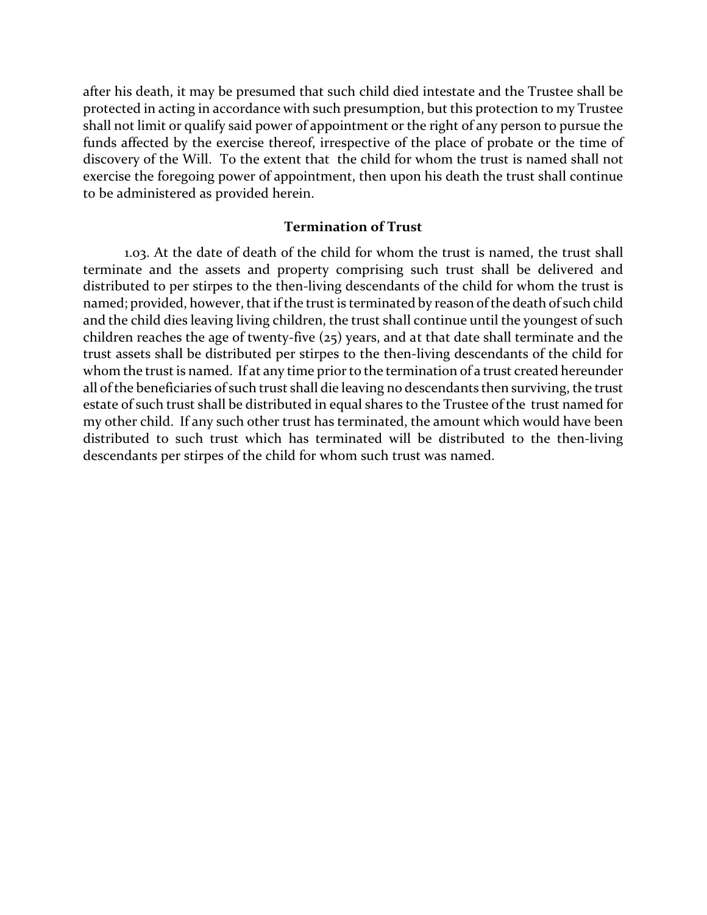after his death, it may be presumed that such child died intestate and the Trustee shall be protected in acting in accordance with such presumption, but this protection to my Trustee shall not limit or qualify said power of appointment or the right of any person to pursue the funds affected by the exercise thereof, irrespective of the place of probate or the time of discovery of the Will. To the extent that the child for whom the trust is named shall not exercise the foregoing power of appointment, then upon his death the trust shall continue to be administered as provided herein.

### Termination of Trust

1.03. At the date of death of the child for whom the trust is named, the trust shall terminate and the assets and property comprising such trust shall be delivered and distributed to per stirpes to the then-living descendants of the child for whom the trust is named; provided, however, that if the trust is terminated by reason of the death of such child and the child dies leaving living children, the trust shall continue until the youngest of such children reaches the age of twenty-five (25) years, and at that date shall terminate and the trust assets shall be distributed per stirpes to the then-living descendants of the child for whom the trust is named. If at any time prior to the termination of a trust created hereunder all of the beneficiaries of such trust shall die leaving no descendants then surviving, the trust estate of such trust shall be distributed in equal shares to the Trustee of the trust named for my other child. If any such other trust has terminated, the amount which would have been distributed to such trust which has terminated will be distributed to the then-living descendants per stirpes of the child for whom such trust was named.